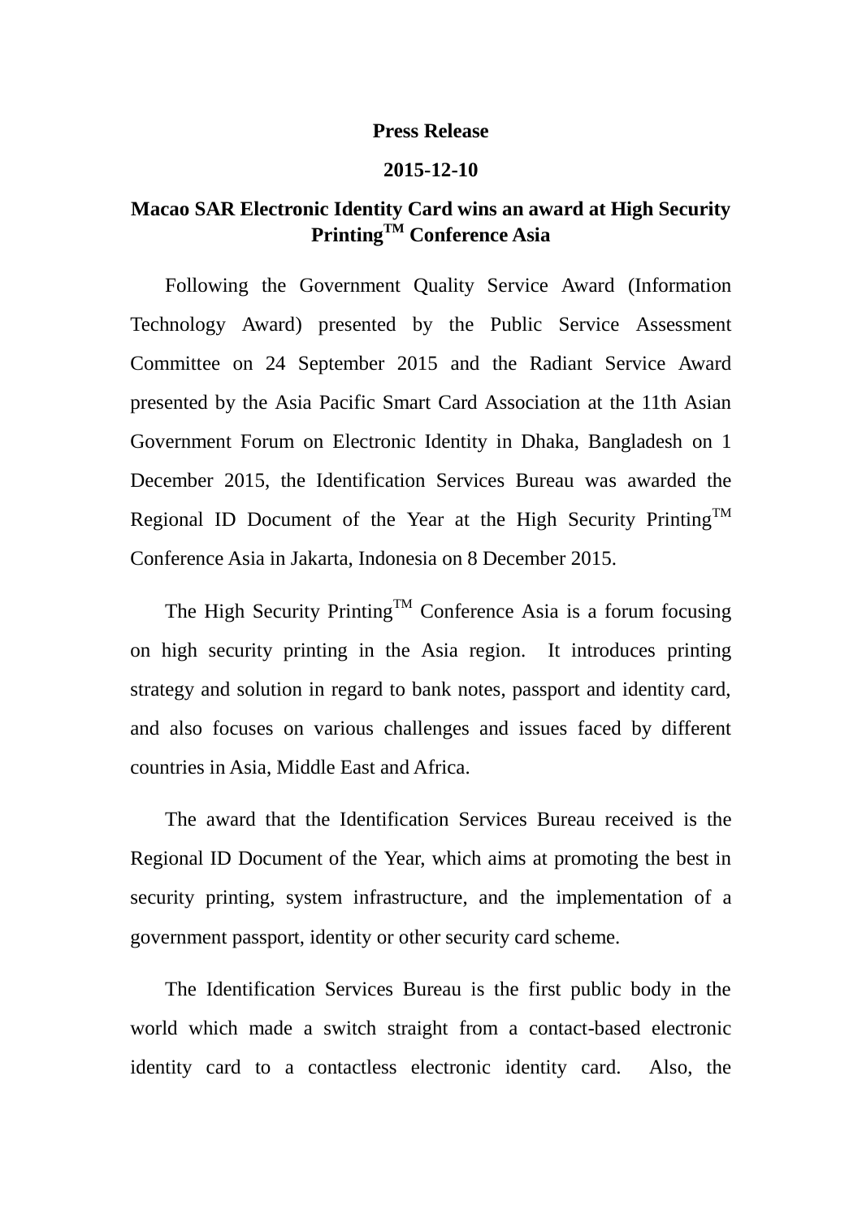**Press Release**

**2015-12-10**

# Macao SAR Electronic Identity Card wins an award at High Security Printing™ Conference Asia

Following the Government Quality Service Award (Information Technology Award) presented by the Public Service Assessment Committee on 24 September 2015 and the Radiant Service Award presented by the Asia Pacific Smart Card Association at the 11th Asian Government Forum on Electronic Identity in Dhaka, Bangladesh on 1 December 2015, the Identification Services Bureau was awarded the Regional ID Document of the Year at the High Security Printing™ Conference Asia in Jakarta, Indonesia on 8 December 2015.

The High Security Printing™ Conference Asia is a forum focusing on high security printing in the Asia region. It introduces printing strategy and solution in regard to bank notes, passport and identity card, and also focuses on various challenges and issues faced by different countries in Asia, Middle East and Africa.

The award that the Identification Services Bureau received is the Regional ID Document of the Year, which aims at promoting the best in security printing, system infrastructure, and the implementation of a government passport, identity or other security card scheme.

The Identification Services Bureau is the first public body in the world which made a switch straight from a contact-based electronic identity card to a contactless electronic identity card. Also, the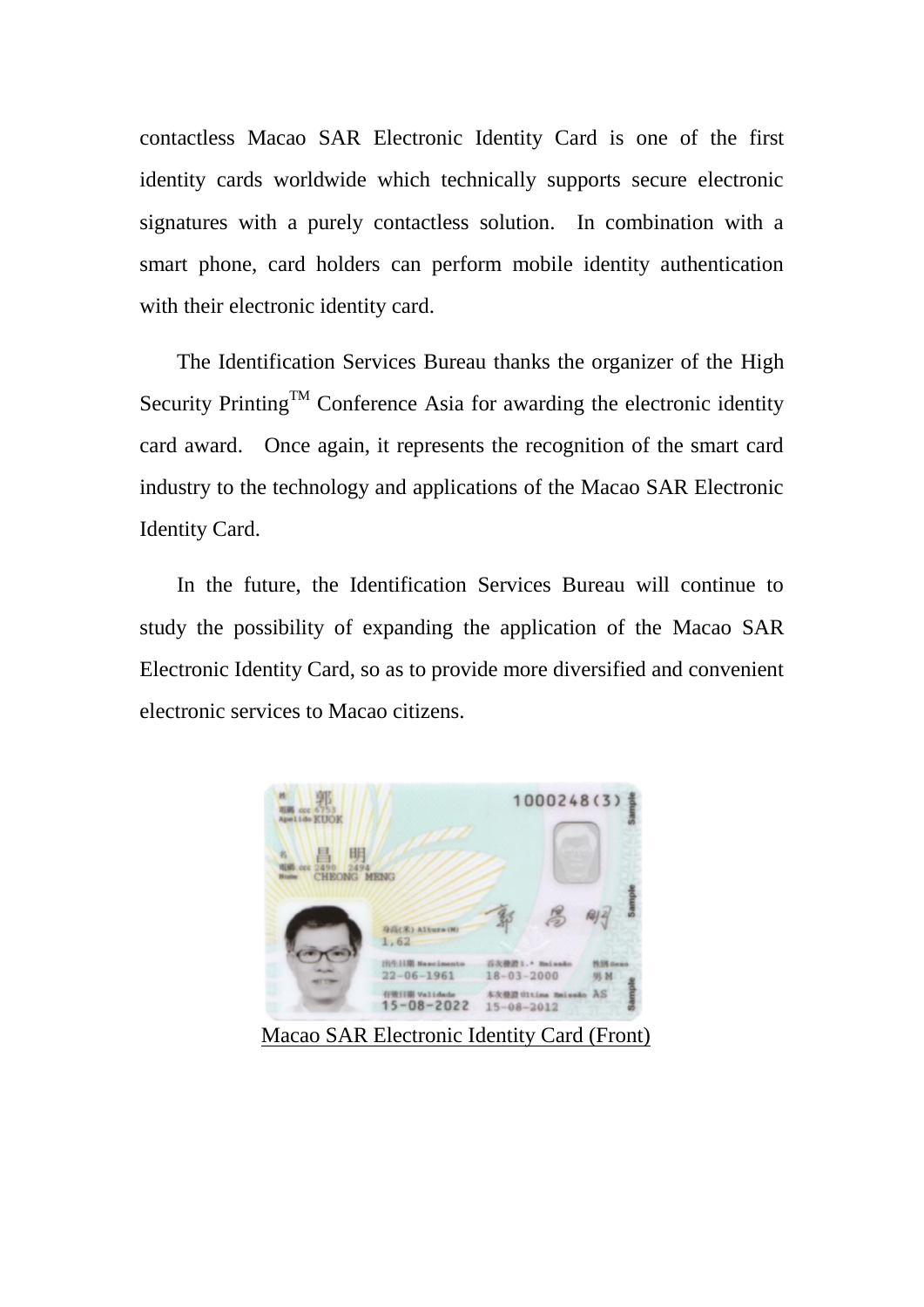contactless Macao SAR Electronic Identity Card is one of the first identity cards worldwide which technically supports secure electronic signatures with a purely contactless solution. In combination with a smart phone, card holders can perform mobile identity authentication with their electronic identity card.

The Identification Services Bureau thanks the organizer of the High Security Printing™ Conference Asia for awarding the electronic identity card award. Once again, it represents the recognition of the smart card industry to the technology and applications of the Macao SAR Electronic Identity Card.

In the future, the Identification Services Bureau will continue to study the possibility of expanding the application of the Macao SAR Electronic Identity Card, so as to provide more diversified and convenient electronic services to Macao citizens.

Macao SAR Electronic Identity Card (Front)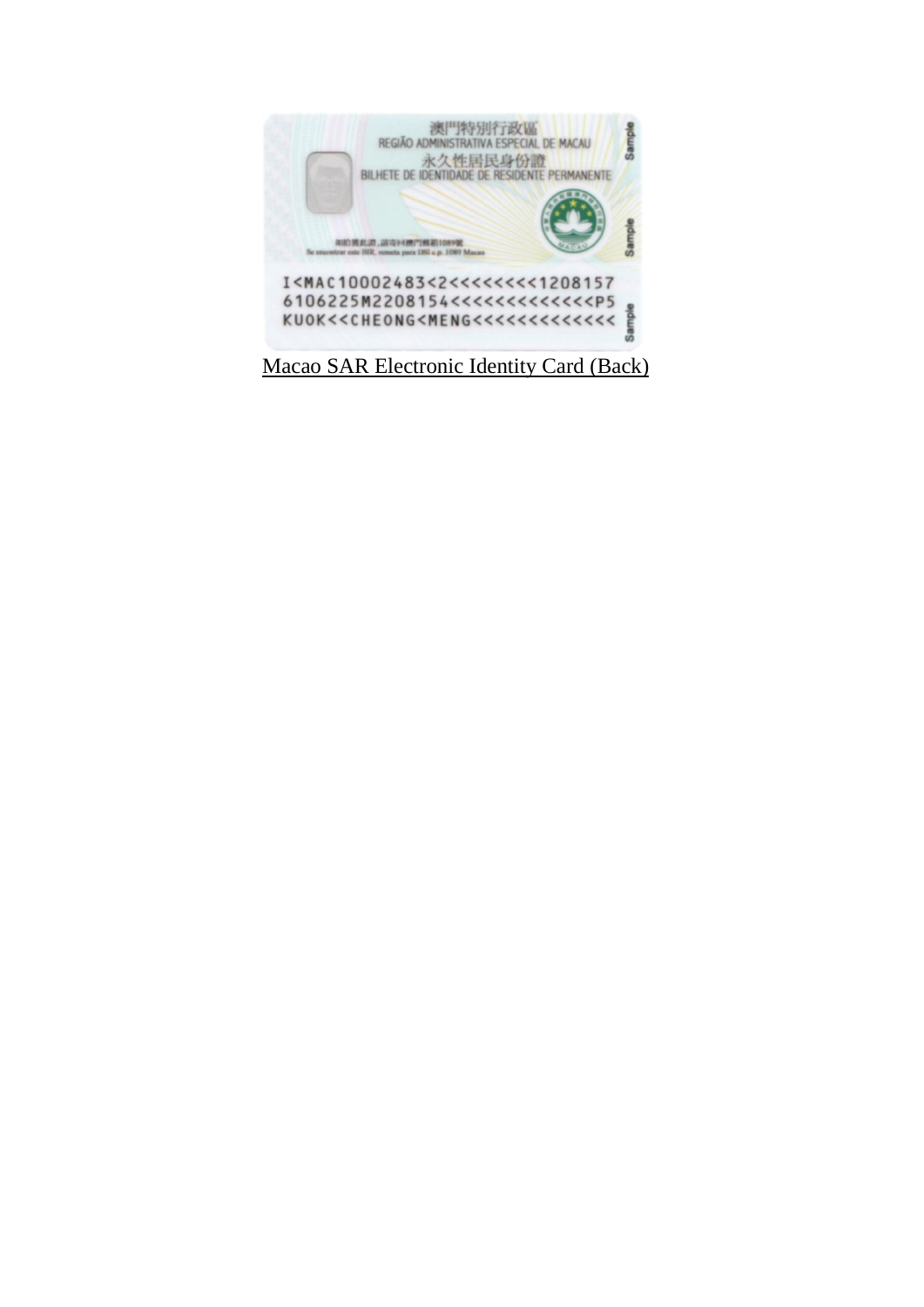澳門特別行政區
REGIÃO ADMINISTRATIVA ESPECIAL DE MACAU
永久性居民身份證
BILHETE DE IDENTIDADE DE RESIDENTE PERMANENTE

Sample

```
I<MAC10002483<2<<<<<<<<1208157
6106225M2208154<<<<<<<<<<<<<P5
KUOK<<CHEONG<MENG<<<<<<<<<<<<<
```

Macao SAR Electronic Identity Card (Back)